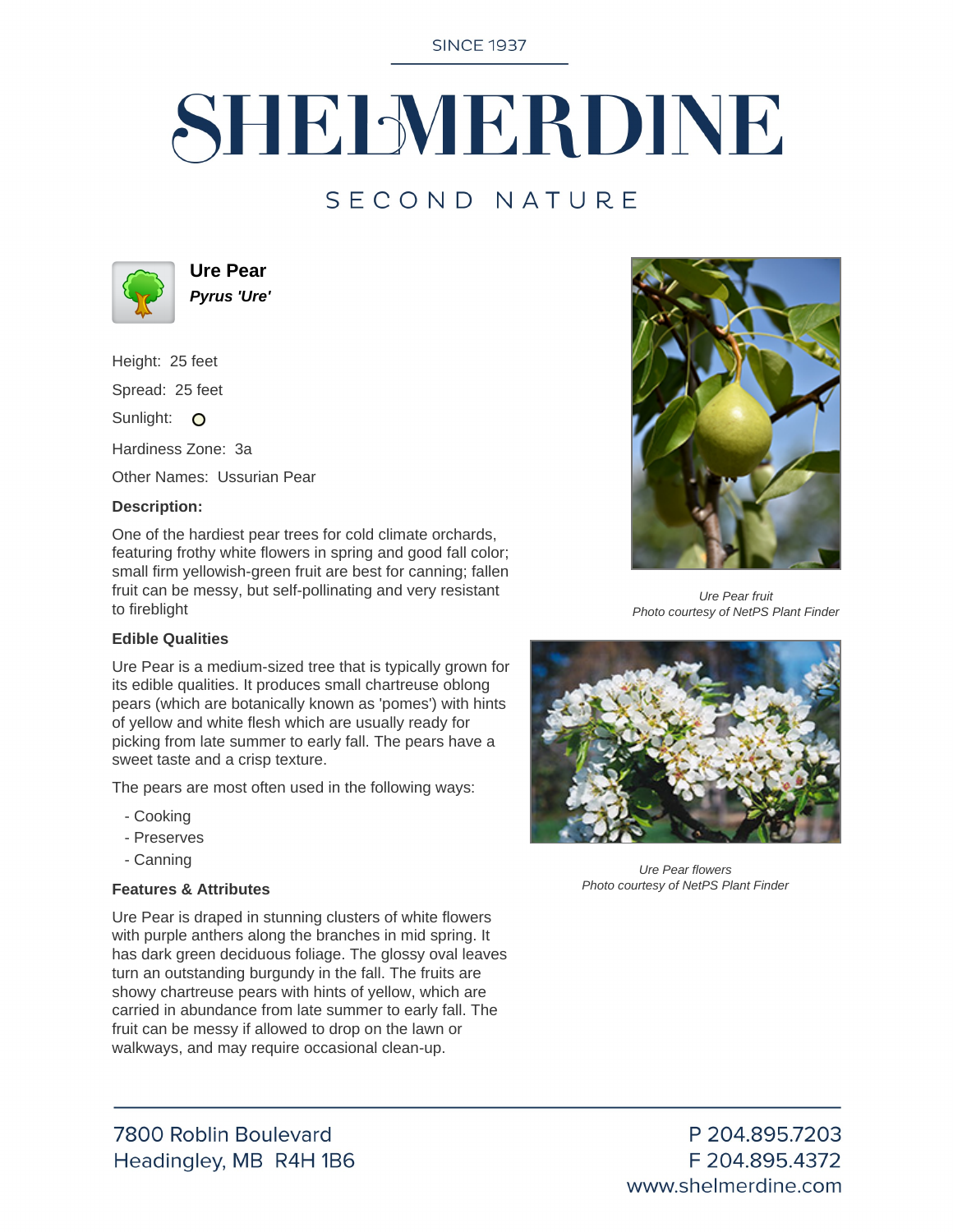SINCE 1937

# SHELMERDINE

SECOND NATURE

## Ure Pear

***Pyrus 'Ure'***

Height: 25 feet

Spread: 25 feet

Sunlight:

Hardiness Zone: 3a

Other Names: Ussurian Pear

**Description:**

One of the hardiest pear trees for cold climate orchards, featuring frothy white flowers in spring and good fall color; small firm yellowish-green fruit are best for canning; fallen fruit can be messy, but self-pollinating and very resistant to fireblight

### Edible Qualities

Ure Pear is a medium-sized tree that is typically grown for its edible qualities. It produces small chartreuse oblong pears (which are botanically known as 'pomes') with hints of yellow and white flesh which are usually ready for picking from late summer to early fall. The pears have a sweet taste and a crisp texture.

The pears are most often used in the following ways:

- Cooking
- Preserves
- Canning

### Features & Attributes

Ure Pear is draped in stunning clusters of white flowers with purple anthers along the branches in mid spring. It has dark green deciduous foliage. The glossy oval leaves turn an outstanding burgundy in the fall. The fruits are showy chartreuse pears with hints of yellow, which are carried in abundance from late summer to early fall. The fruit can be messy if allowed to drop on the lawn or walkways, and may require occasional clean-up.

*Ure Pear fruit*
*Photo courtesy of NetPS Plant Finder*

*Ure Pear flowers*
*Photo courtesy of NetPS Plant Finder*

7800 Roblin Boulevard
Headingley, MB R4H 1B6

P 204.895.7203
F 204.895.4372
www.shelmerdine.com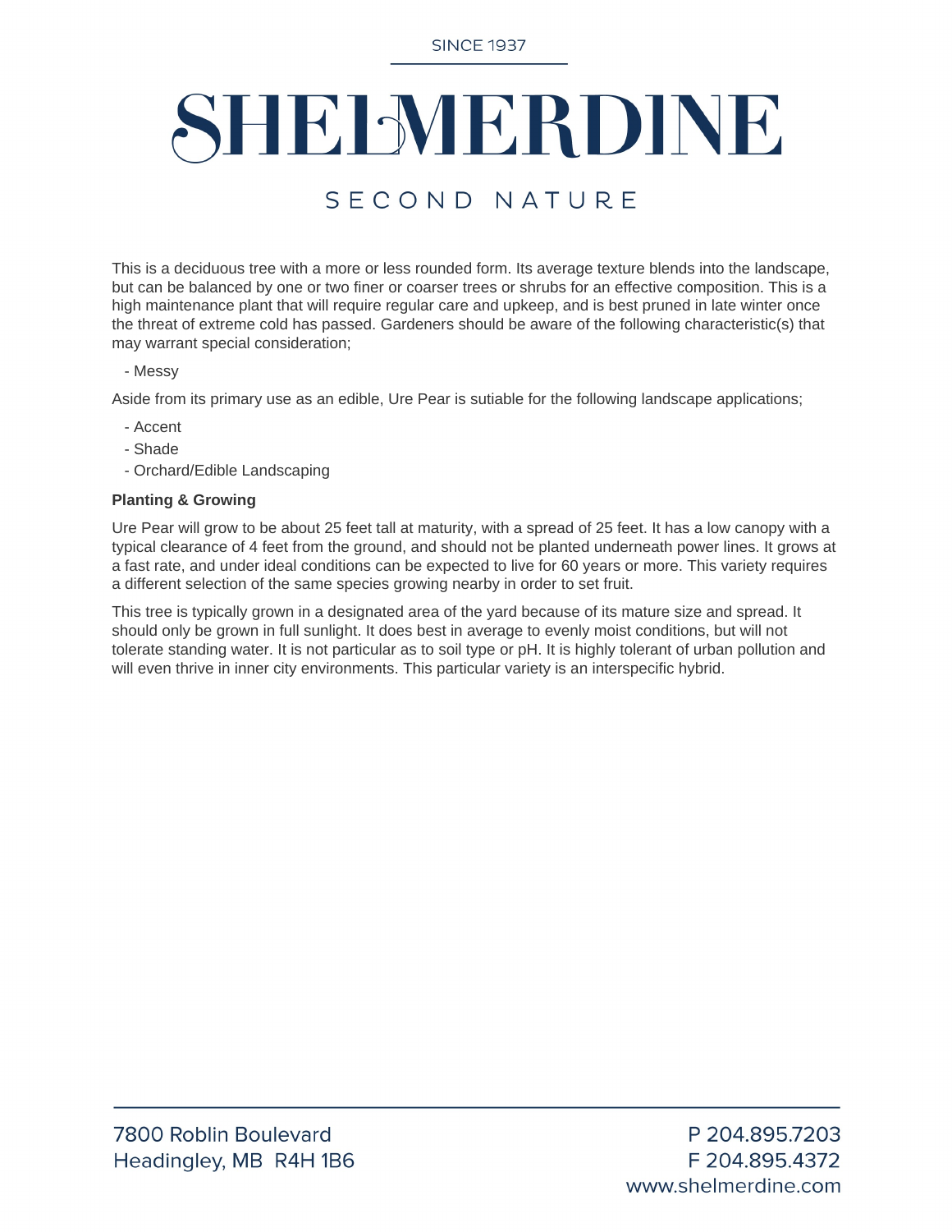This is a deciduous tree with a more or less rounded form. Its average texture blends into the landscape, but can be balanced by one or two finer or coarser trees or shrubs for an effective composition. This is a high maintenance plant that will require regular care and upkeep, and is best pruned in late winter once the threat of extreme cold has passed. Gardeners should be aware of the following characteristic(s) that may warrant special consideration;

- Messy

Aside from its primary use as an edible, Ure Pear is sutiable for the following landscape applications;

- Accent
- Shade
- Orchard/Edible Landscaping

**Planting & Growing**

Ure Pear will grow to be about 25 feet tall at maturity, with a spread of 25 feet. It has a low canopy with a typical clearance of 4 feet from the ground, and should not be planted underneath power lines. It grows at a fast rate, and under ideal conditions can be expected to live for 60 years or more. This variety requires a different selection of the same species growing nearby in order to set fruit.

This tree is typically grown in a designated area of the yard because of its mature size and spread. It should only be grown in full sunlight. It does best in average to evenly moist conditions, but will not tolerate standing water. It is not particular as to soil type or pH. It is highly tolerant of urban pollution and will even thrive in inner city environments. This particular variety is an interspecific hybrid.